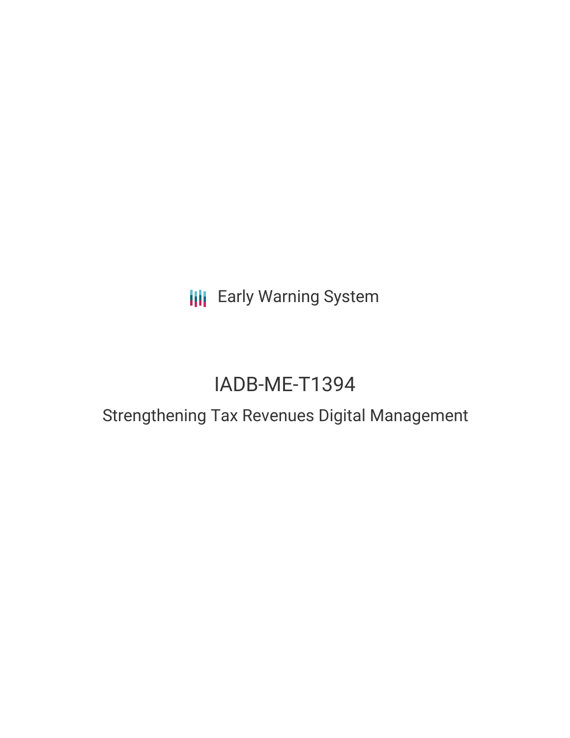Early Warning System

# IADB-ME-T1394

## Strengthening Tax Revenues Digital Management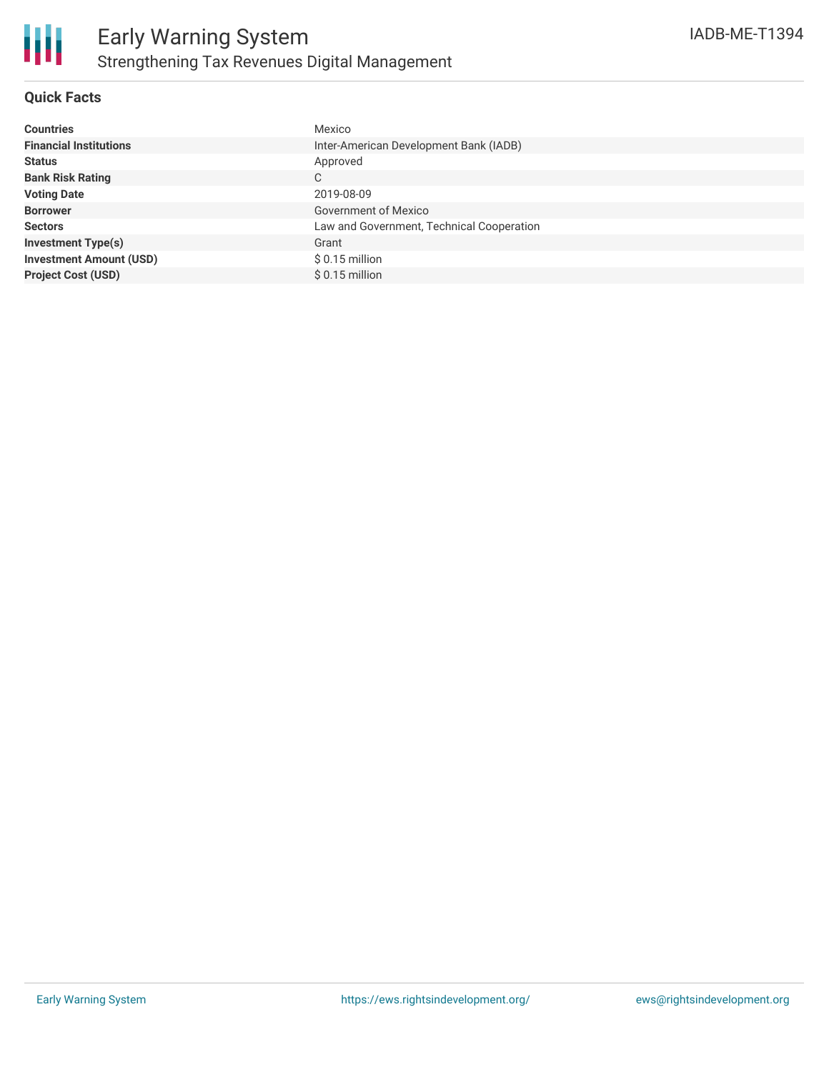# Early Warning System

## Strengthening Tax Revenues Digital Management

IADB-ME-T1394

### Quick Facts

| | |
|---|---|
| **Countries** | Mexico |
| **Financial Institutions** | Inter-American Development Bank (IADB) |
| **Status** | Approved |
| **Bank Risk Rating** | C |
| **Voting Date** | 2019-08-09 |
| **Borrower** | Government of Mexico |
| **Sectors** | Law and Government, Technical Cooperation |
| **Investment Type(s)** | Grant |
| **Investment Amount (USD)** | $ 0.15 million |
| **Project Cost (USD)** | $ 0.15 million |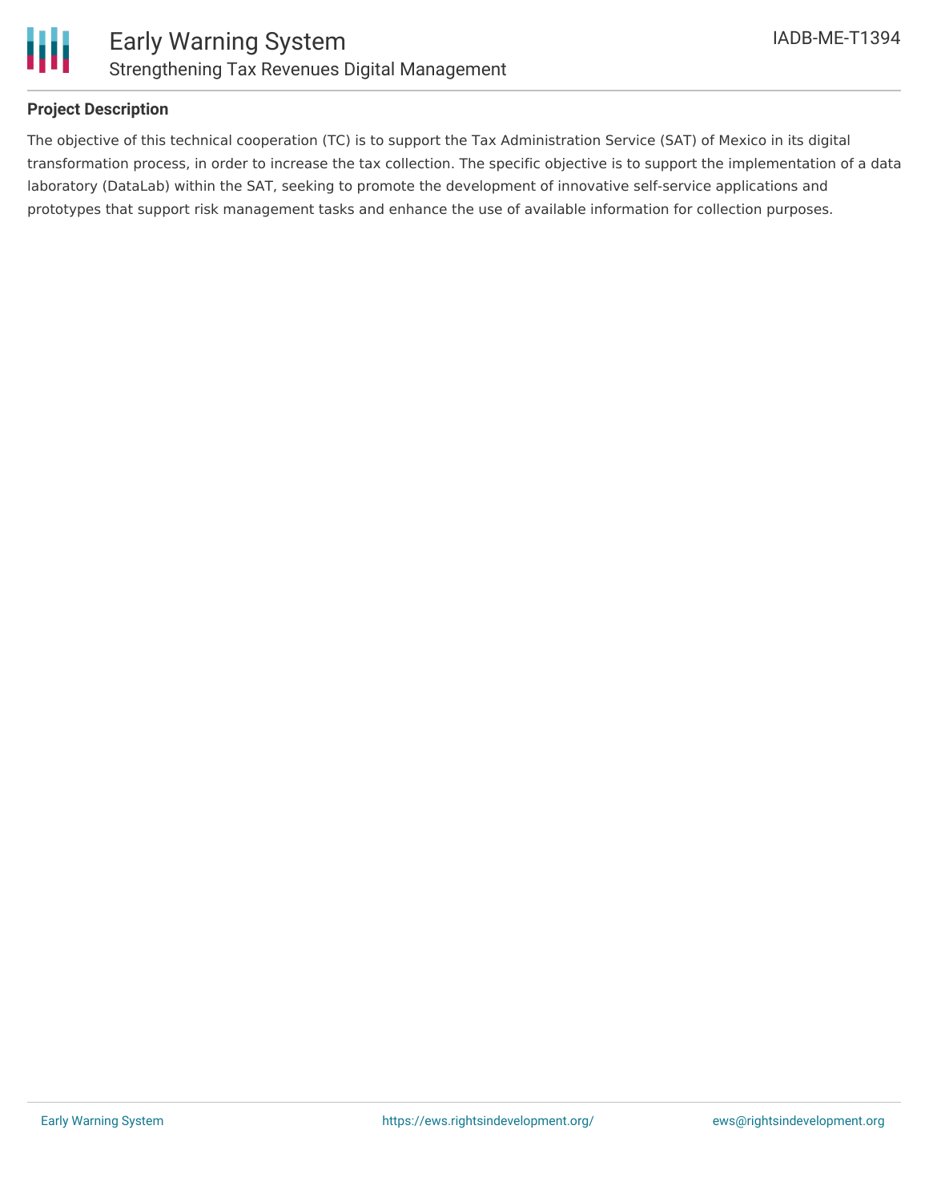## Project Description

The objective of this technical cooperation (TC) is to support the Tax Administration Service (SAT) of Mexico in its digital transformation process, in order to increase the tax collection. The specific objective is to support the implementation of a data laboratory (DataLab) within the SAT, seeking to promote the development of innovative self-service applications and prototypes that support risk management tasks and enhance the use of available information for collection purposes.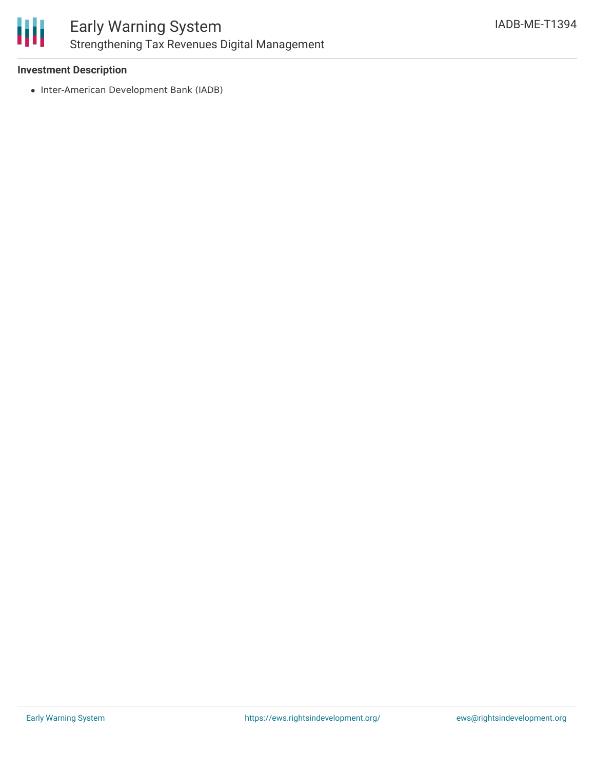**Investment Description**

- Inter-American Development Bank (IADB)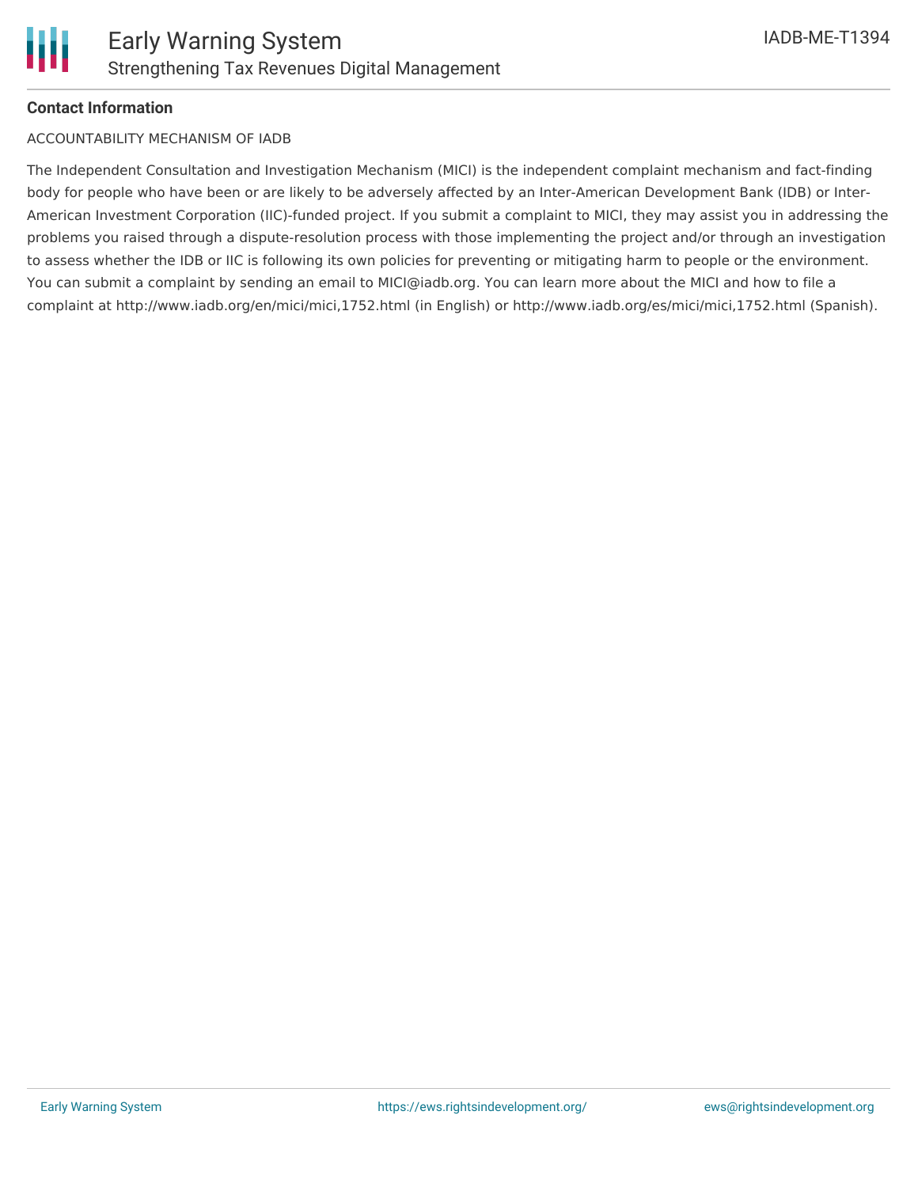**Contact Information**

ACCOUNTABILITY MECHANISM OF IADB

The Independent Consultation and Investigation Mechanism (MICI) is the independent complaint mechanism and fact-finding body for people who have been or are likely to be adversely affected by an Inter-American Development Bank (IDB) or Inter-American Investment Corporation (IIC)-funded project. If you submit a complaint to MICI, they may assist you in addressing the problems you raised through a dispute-resolution process with those implementing the project and/or through an investigation to assess whether the IDB or IIC is following its own policies for preventing or mitigating harm to people or the environment. You can submit a complaint by sending an email to MICI@iadb.org. You can learn more about the MICI and how to file a complaint at http://www.iadb.org/en/mici/mici,1752.html (in English) or http://www.iadb.org/es/mici/mici,1752.html (Spanish).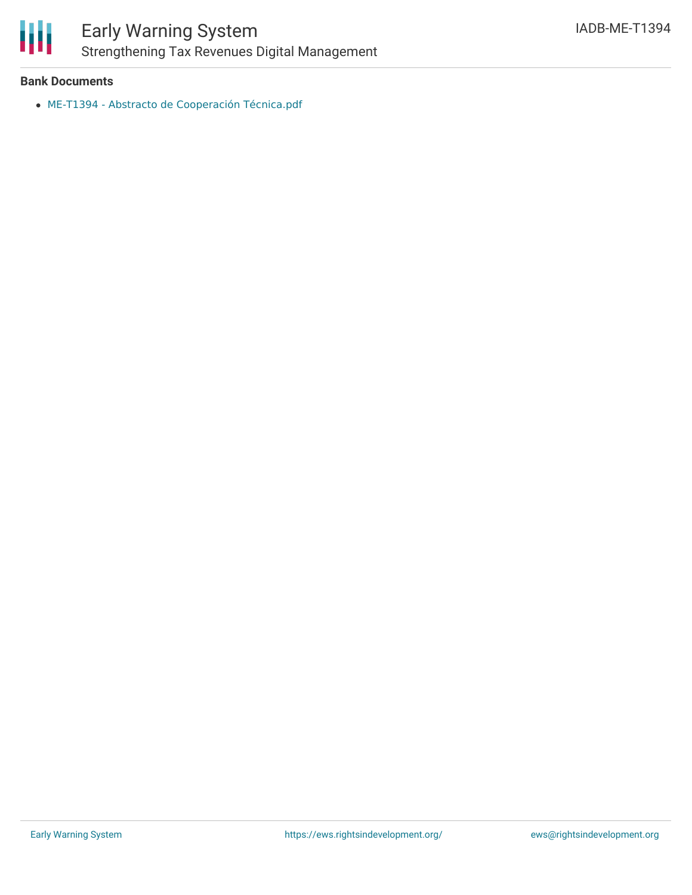**Bank Documents**

- ME-T1394 - Abstracto de Cooperación Técnica.pdf